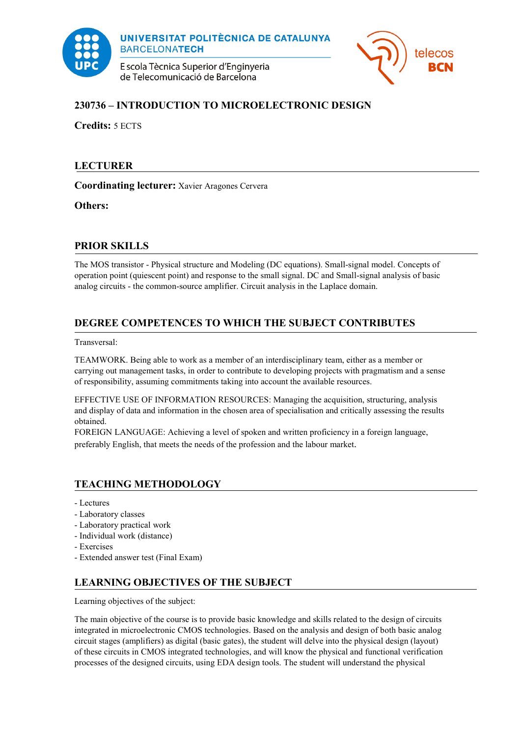UNIVERSITAT POLITÈCNICA DE CATALUNYA
BARCELONATECH
Escola Tècnica Superior d'Enginyeria de Telecomunicació de Barcelona

telecos BCN

# 230736 – INTRODUCTION TO MICROELECTRONIC DESIGN

**Credits:** 5 ECTS

## LECTURER

**Coordinating lecturer:** Xavier Aragones Cervera

**Others:**

## PRIOR SKILLS

The MOS transistor - Physical structure and Modeling (DC equations). Small-signal model. Concepts of operation point (quiescent point) and response to the small signal. DC and Small-signal analysis of basic analog circuits - the common-source amplifier. Circuit analysis in the Laplace domain.

## DEGREE COMPETENCES TO WHICH THE SUBJECT CONTRIBUTES

Transversal:

TEAMWORK. Being able to work as a member of an interdisciplinary team, either as a member or carrying out management tasks, in order to contribute to developing projects with pragmatism and a sense of responsibility, assuming commitments taking into account the available resources.

EFFECTIVE USE OF INFORMATION RESOURCES: Managing the acquisition, structuring, analysis and display of data and information in the chosen area of specialisation and critically assessing the results obtained.
FOREIGN LANGUAGE: Achieving a level of spoken and written proficiency in a foreign language, preferably English, that meets the needs of the profession and the labour market.

## TEACHING METHODOLOGY

- Lectures
- Laboratory classes
- Laboratory practical work
- Individual work (distance)
- Exercises
- Extended answer test (Final Exam)

## LEARNING OBJECTIVES OF THE SUBJECT

Learning objectives of the subject:

The main objective of the course is to provide basic knowledge and skills related to the design of circuits integrated in microelectronic CMOS technologies. Based on the analysis and design of both basic analog circuit stages (amplifiers) as digital (basic gates), the student will delve into the physical design (layout) of these circuits in CMOS integrated technologies, and will know the physical and functional verification processes of the designed circuits, using EDA design tools. The student will understand the physical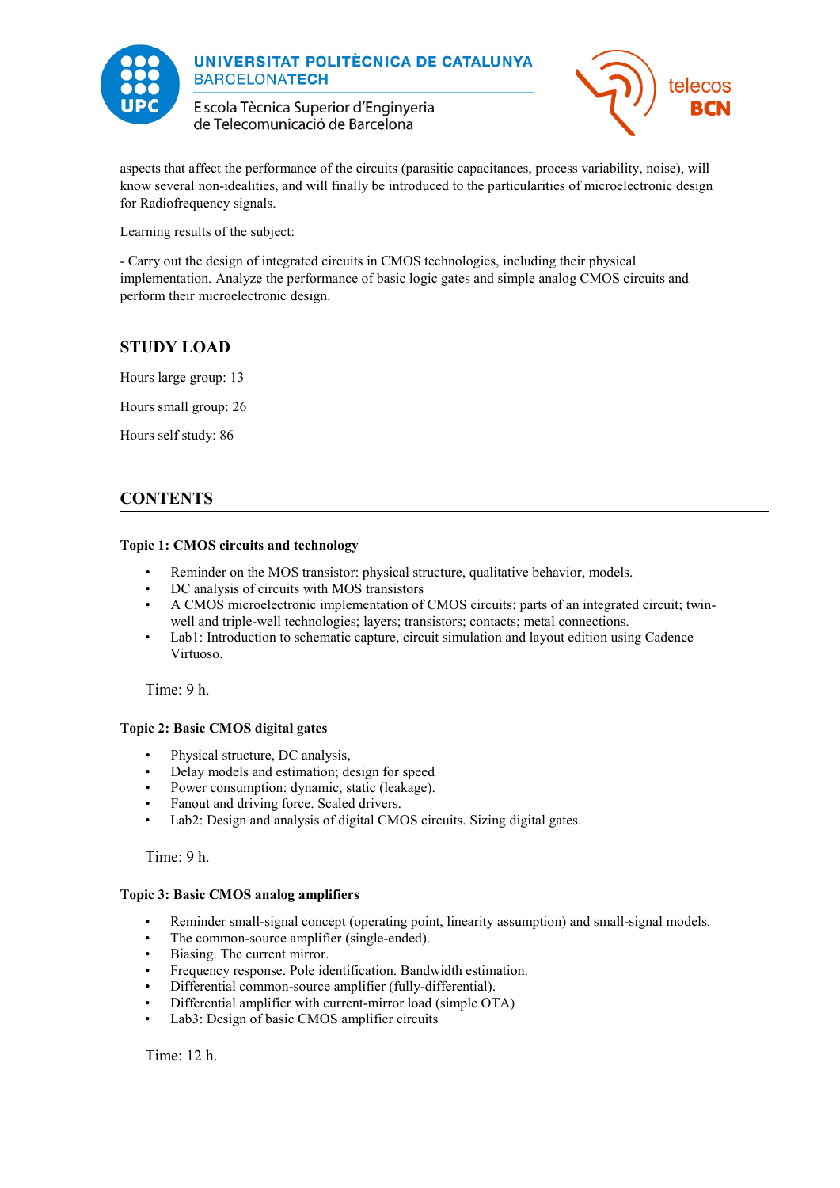aspects that affect the performance of the circuits (parasitic capacitances, process variability, noise), will know several non-idealities, and will finally be introduced to the particularities of microelectronic design for Radiofrequency signals.

Learning results of the subject:

- Carry out the design of integrated circuits in CMOS technologies, including their physical implementation. Analyze the performance of basic logic gates and simple analog CMOS circuits and perform their microelectronic design.

## STUDY LOAD

Hours large group: 13

Hours small group: 26

Hours self study: 86

## CONTENTS

#### Topic 1: CMOS circuits and technology

- Reminder on the MOS transistor: physical structure, qualitative behavior, models.
- DC analysis of circuits with MOS transistors
- A CMOS microelectronic implementation of CMOS circuits: parts of an integrated circuit; twin-well and triple-well technologies; layers; transistors; contacts; metal connections.
- Lab1: Introduction to schematic capture, circuit simulation and layout edition using Cadence Virtuoso.

Time: 9 h.

#### Topic 2: Basic CMOS digital gates

- Physical structure, DC analysis,
- Delay models and estimation; design for speed
- Power consumption: dynamic, static (leakage).
- Fanout and driving force. Scaled drivers.
- Lab2: Design and analysis of digital CMOS circuits. Sizing digital gates.

Time: 9 h.

#### Topic 3: Basic CMOS analog amplifiers

- Reminder small-signal concept (operating point, linearity assumption) and small-signal models.
- The common-source amplifier (single-ended).
- Biasing. The current mirror.
- Frequency response. Pole identification. Bandwidth estimation.
- Differential common-source amplifier (fully-differential).
- Differential amplifier with current-mirror load (simple OTA)
- Lab3: Design of basic CMOS amplifier circuits

Time: 12 h.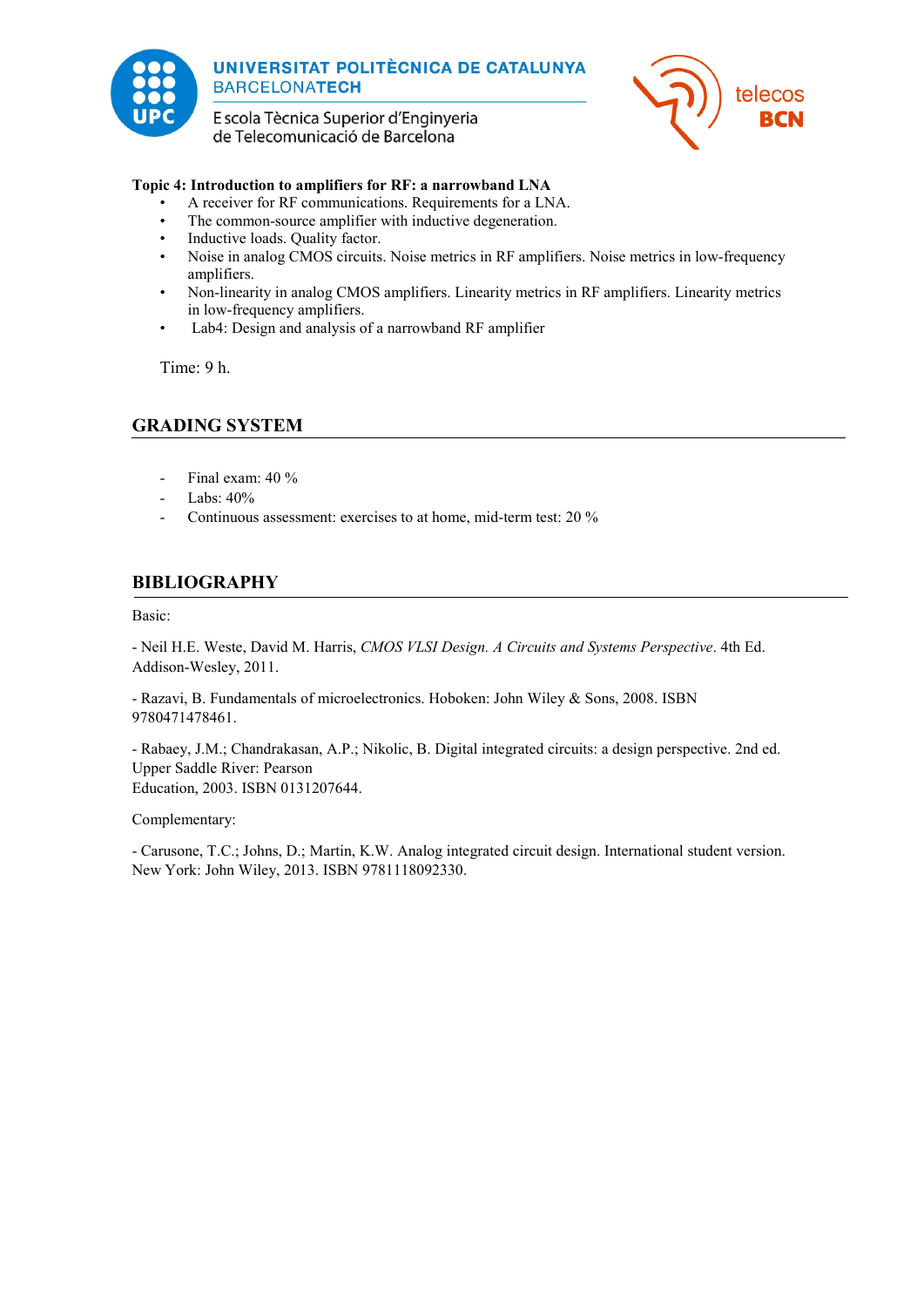**Topic 4: Introduction to amplifiers for RF: a narrowband LNA**

- A receiver for RF communications. Requirements for a LNA.
- The common-source amplifier with inductive degeneration.
- Inductive loads. Quality factor.
- Noise in analog CMOS circuits. Noise metrics in RF amplifiers. Noise metrics in low-frequency amplifiers.
- Non-linearity in analog CMOS amplifiers. Linearity metrics in RF amplifiers. Linearity metrics in low-frequency amplifiers.
- Lab4: Design and analysis of a narrowband RF amplifier

Time: 9 h.

## GRADING SYSTEM

- Final exam: 40 %
- Labs: 40%
- Continuous assessment: exercises to at home, mid-term test: 20 %

## BIBLIOGRAPHY

Basic:

- Neil H.E. Weste, David M. Harris, *CMOS VLSI Design. A Circuits and Systems Perspective*. 4th Ed. Addison-Wesley, 2011.

- Razavi, B. Fundamentals of microelectronics. Hoboken: John Wiley & Sons, 2008. ISBN 9780471478461.

- Rabaey, J.M.; Chandrakasan, A.P.; Nikolic, B. Digital integrated circuits: a design perspective. 2nd ed. Upper Saddle River: Pearson Education, 2003. ISBN 0131207644.

Complementary:

- Carusone, T.C.; Johns, D.; Martin, K.W. Analog integrated circuit design. International student version. New York: John Wiley, 2013. ISBN 9781118092330.